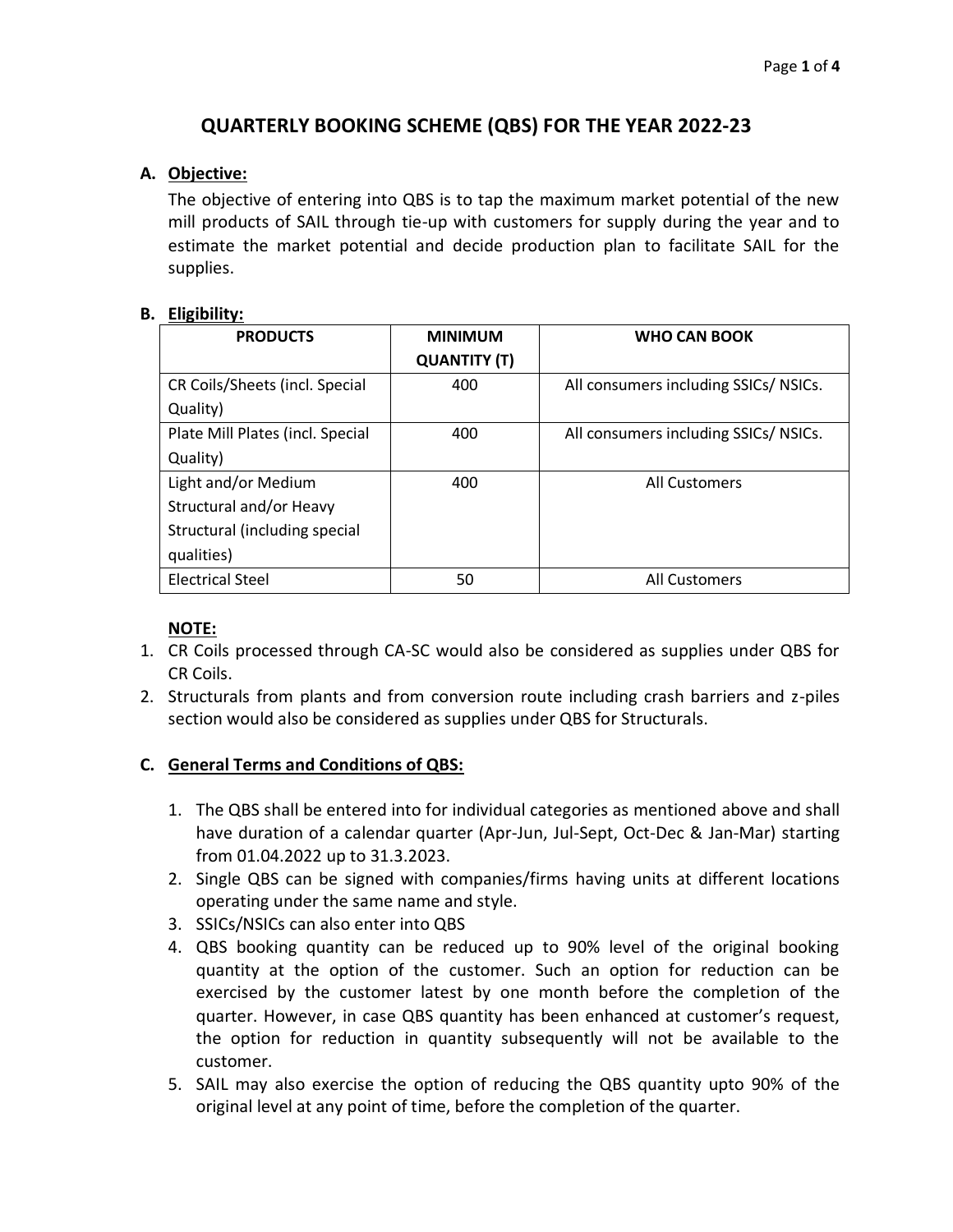# QUARTERLY BOOKING SCHEME (QBS) FOR THE YEAR 2022-23

## A. Objective:

The objective of entering into QBS is to tap the maximum market potential of the new mill products of SAIL through tie-up with customers for supply during the year and to estimate the market potential and decide production plan to facilitate SAIL for the supplies.

## B. Eligibility:

| PRODUCTS | MINIMUM QUANTITY (T) | WHO CAN BOOK |
|---|---|---|
| CR Coils/Sheets (incl. Special Quality) | 400 | All consumers including SSICs/ NSICs. |
| Plate Mill Plates (incl. Special Quality) | 400 | All consumers including SSICs/ NSICs. |
| Light and/or Medium Structural and/or Heavy Structural (including special qualities) | 400 | All Customers |
| Electrical Steel | 50 | All Customers |

**NOTE:**

1. CR Coils processed through CA-SC would also be considered as supplies under QBS for CR Coils.
2. Structurals from plants and from conversion route including crash barriers and z-piles section would also be considered as supplies under QBS for Structurals.

## C. General Terms and Conditions of QBS:

1. The QBS shall be entered into for individual categories as mentioned above and shall have duration of a calendar quarter (Apr-Jun, Jul-Sept, Oct-Dec & Jan-Mar) starting from 01.04.2022 up to 31.3.2023.
2. Single QBS can be signed with companies/firms having units at different locations operating under the same name and style.
3. SSICs/NSICs can also enter into QBS
4. QBS booking quantity can be reduced up to 90% level of the original booking quantity at the option of the customer. Such an option for reduction can be exercised by the customer latest by one month before the completion of the quarter. However, in case QBS quantity has been enhanced at customer's request, the option for reduction in quantity subsequently will not be available to the customer.
5. SAIL may also exercise the option of reducing the QBS quantity upto 90% of the original level at any point of time, before the completion of the quarter.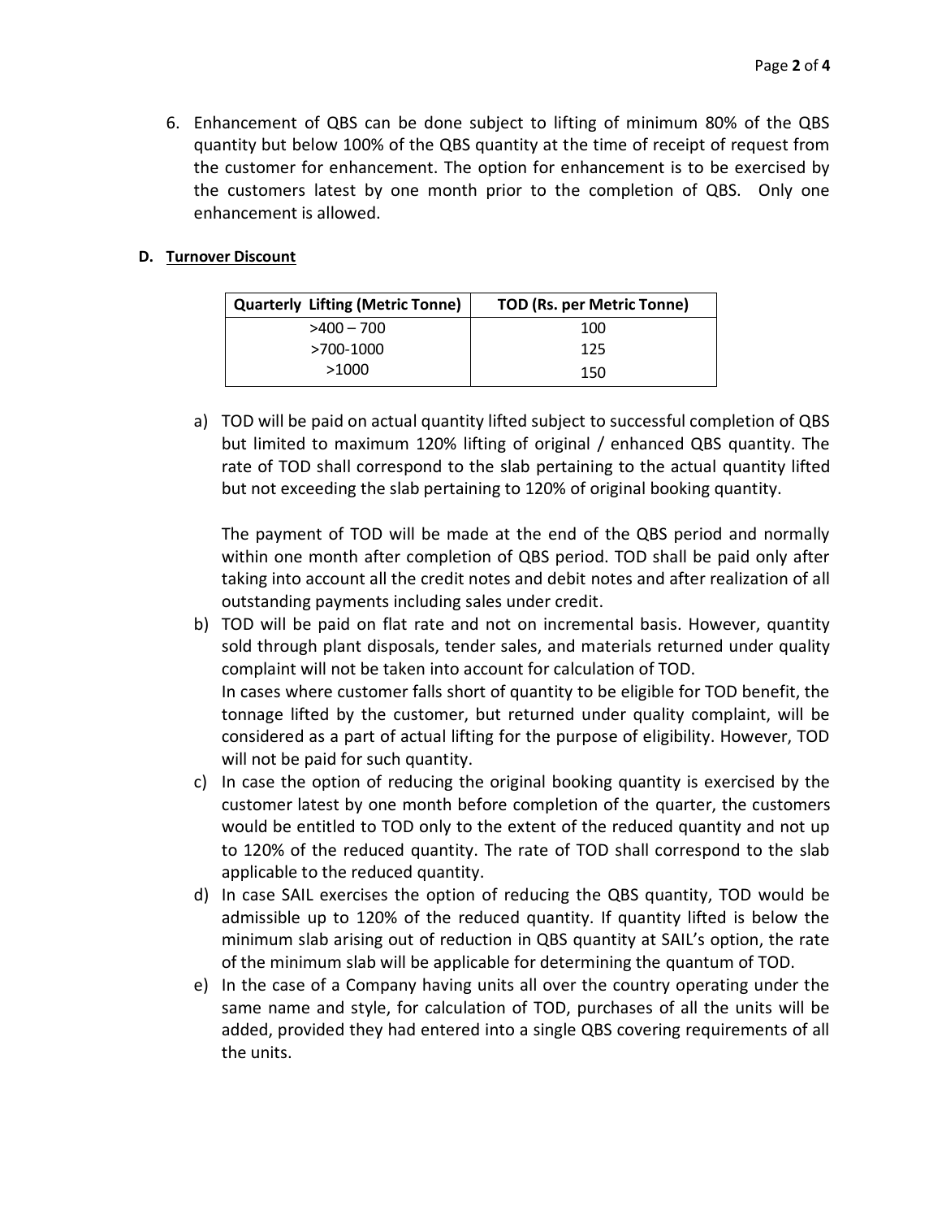6. Enhancement of QBS can be done subject to lifting of minimum 80% of the QBS quantity but below 100% of the QBS quantity at the time of receipt of request from the customer for enhancement. The option for enhancement is to be exercised by the customers latest by one month prior to the completion of QBS. Only one enhancement is allowed.

**D. Turnover Discount**

| Quarterly Lifting (Metric Tonne) | TOD (Rs. per Metric Tonne) |
| --- | --- |
| >400 – 700 | 100 |
| >700-1000 | 125 |
| >1000 | 150 |

a) TOD will be paid on actual quantity lifted subject to successful completion of QBS but limited to maximum 120% lifting of original / enhanced QBS quantity. The rate of TOD shall correspond to the slab pertaining to the actual quantity lifted but not exceeding the slab pertaining to 120% of original booking quantity.

   The payment of TOD will be made at the end of the QBS period and normally within one month after completion of QBS period. TOD shall be paid only after taking into account all the credit notes and debit notes and after realization of all outstanding payments including sales under credit.

b) TOD will be paid on flat rate and not on incremental basis. However, quantity sold through plant disposals, tender sales, and materials returned under quality complaint will not be taken into account for calculation of TOD.
   In cases where customer falls short of quantity to be eligible for TOD benefit, the tonnage lifted by the customer, but returned under quality complaint, will be considered as a part of actual lifting for the purpose of eligibility. However, TOD will not be paid for such quantity.

c) In case the option of reducing the original booking quantity is exercised by the customer latest by one month before completion of the quarter, the customers would be entitled to TOD only to the extent of the reduced quantity and not up to 120% of the reduced quantity. The rate of TOD shall correspond to the slab applicable to the reduced quantity.

d) In case SAIL exercises the option of reducing the QBS quantity, TOD would be admissible up to 120% of the reduced quantity. If quantity lifted is below the minimum slab arising out of reduction in QBS quantity at SAIL's option, the rate of the minimum slab will be applicable for determining the quantum of TOD.

e) In the case of a Company having units all over the country operating under the same name and style, for calculation of TOD, purchases of all the units will be added, provided they had entered into a single QBS covering requirements of all the units.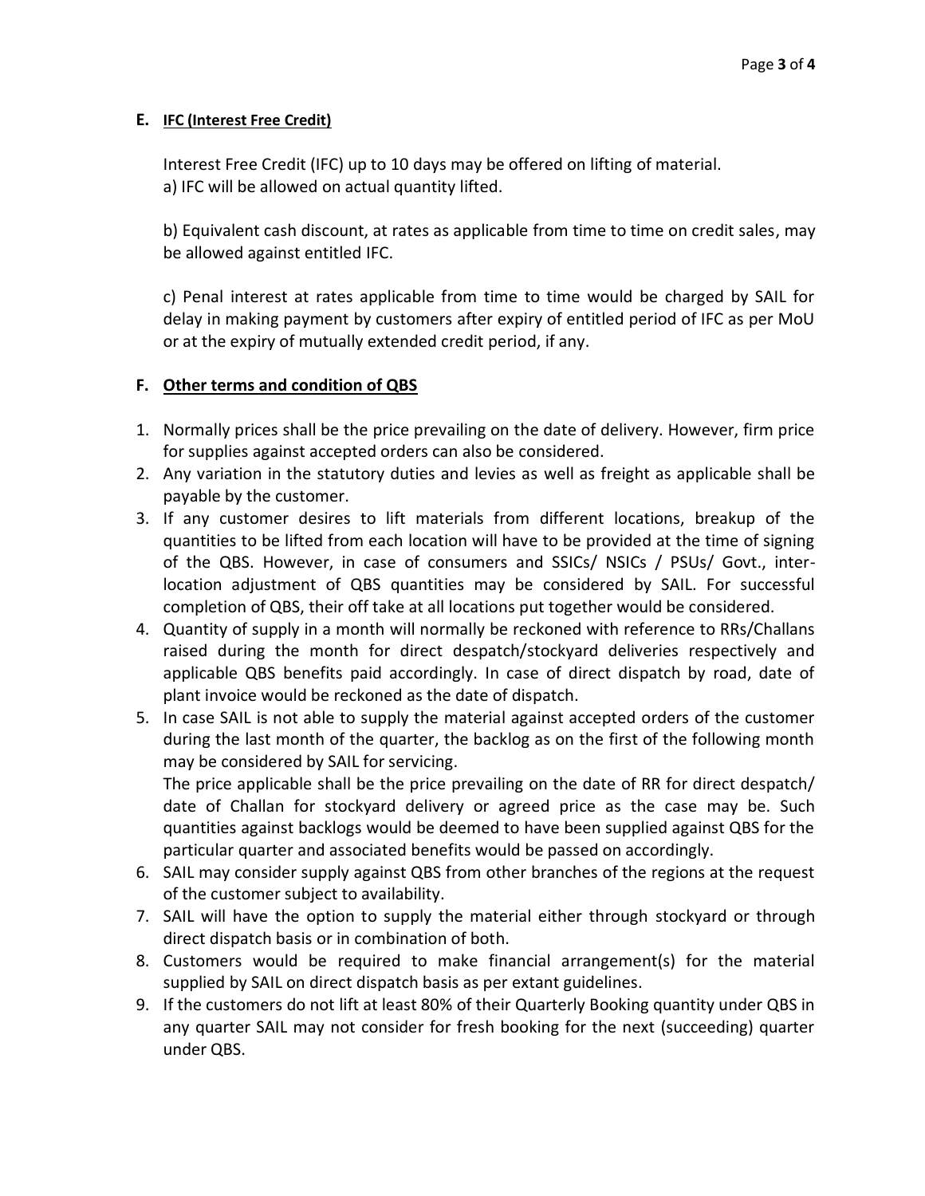## E. IFC (Interest Free Credit)

Interest Free Credit (IFC) up to 10 days may be offered on lifting of material.
a) IFC will be allowed on actual quantity lifted.

b) Equivalent cash discount, at rates as applicable from time to time on credit sales, may be allowed against entitled IFC.

c) Penal interest at rates applicable from time to time would be charged by SAIL for delay in making payment by customers after expiry of entitled period of IFC as per MoU or at the expiry of mutually extended credit period, if any.

## F. Other terms and condition of QBS

1. Normally prices shall be the price prevailing on the date of delivery. However, firm price for supplies against accepted orders can also be considered.
2. Any variation in the statutory duties and levies as well as freight as applicable shall be payable by the customer.
3. If any customer desires to lift materials from different locations, breakup of the quantities to be lifted from each location will have to be provided at the time of signing of the QBS. However, in case of consumers and SSICs/ NSICs / PSUs/ Govt., inter-location adjustment of QBS quantities may be considered by SAIL. For successful completion of QBS, their off take at all locations put together would be considered.
4. Quantity of supply in a month will normally be reckoned with reference to RRs/Challans raised during the month for direct despatch/stockyard deliveries respectively and applicable QBS benefits paid accordingly. In case of direct dispatch by road, date of plant invoice would be reckoned as the date of dispatch.
5. In case SAIL is not able to supply the material against accepted orders of the customer during the last month of the quarter, the backlog as on the first of the following month may be considered by SAIL for servicing.
   The price applicable shall be the price prevailing on the date of RR for direct despatch/ date of Challan for stockyard delivery or agreed price as the case may be. Such quantities against backlogs would be deemed to have been supplied against QBS for the particular quarter and associated benefits would be passed on accordingly.
6. SAIL may consider supply against QBS from other branches of the regions at the request of the customer subject to availability.
7. SAIL will have the option to supply the material either through stockyard or through direct dispatch basis or in combination of both.
8. Customers would be required to make financial arrangement(s) for the material supplied by SAIL on direct dispatch basis as per extant guidelines.
9. If the customers do not lift at least 80% of their Quarterly Booking quantity under QBS in any quarter SAIL may not consider for fresh booking for the next (succeeding) quarter under QBS.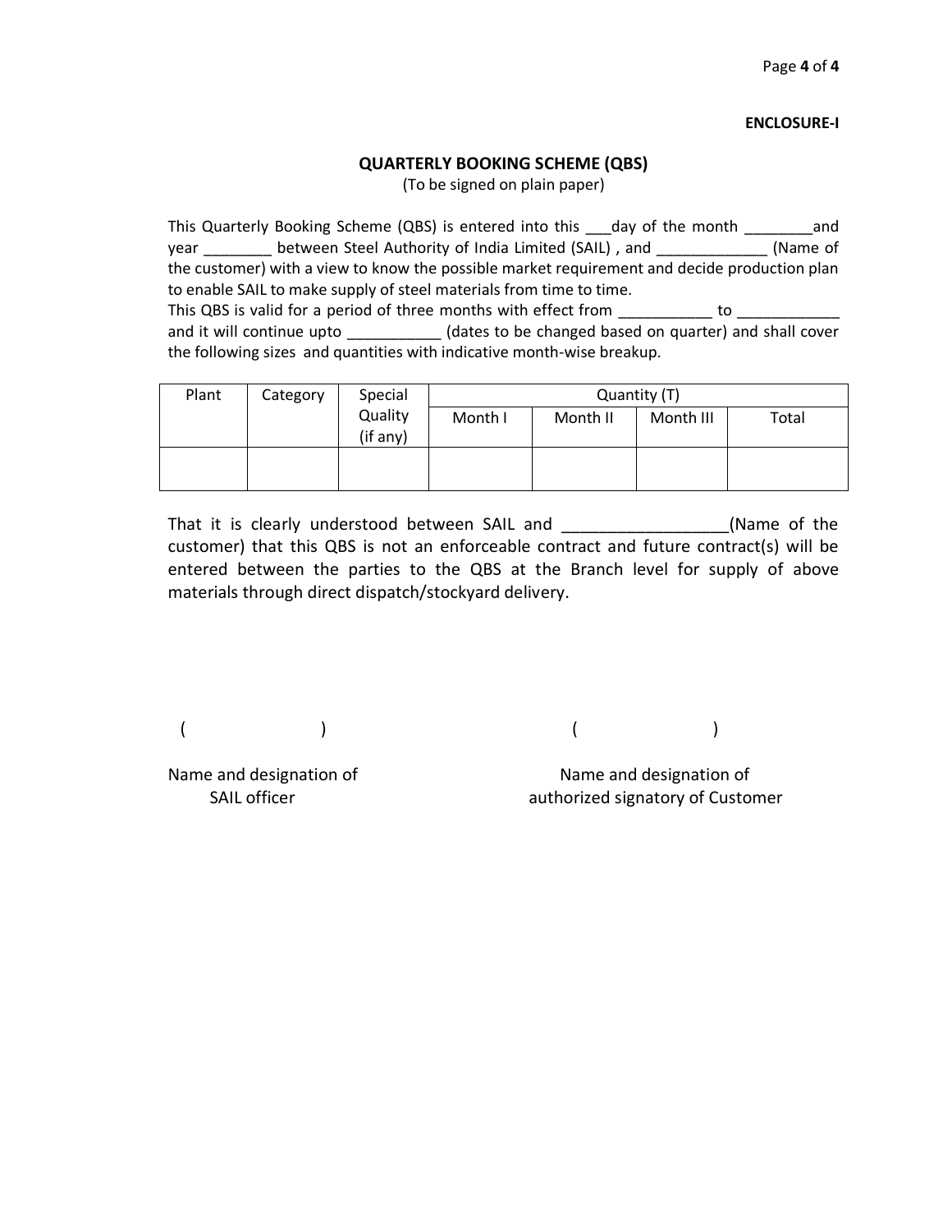**ENCLOSURE-I**

## QUARTERLY BOOKING SCHEME (QBS)

(To be signed on plain paper)

This Quarterly Booking Scheme (QBS) is entered into this ___day of the month ________and year ________ between Steel Authority of India Limited (SAIL) , and _____________ (Name of the customer) with a view to know the possible market requirement and decide production plan to enable SAIL to make supply of steel materials from time to time.

This QBS is valid for a period of three months with effect from ___________ to ____________ and it will continue upto ___________ (dates to be changed based on quarter) and shall cover the following sizes and quantities with indicative month-wise breakup.

| Plant | Category | Special Quality (if any) | Quantity (T) | | | |
|---|---|---|---|---|---|---|
| | | | Month I | Month II | Month III | Total |
| | | | | | | |

That it is clearly understood between SAIL and _________________(Name of the customer) that this QBS is not an enforceable contract and future contract(s) will be entered between the parties to the QBS at the Branch level for supply of above materials through direct dispatch/stockyard delivery.

( ) ( )

Name and designation of SAIL officer

Name and designation of authorized signatory of Customer